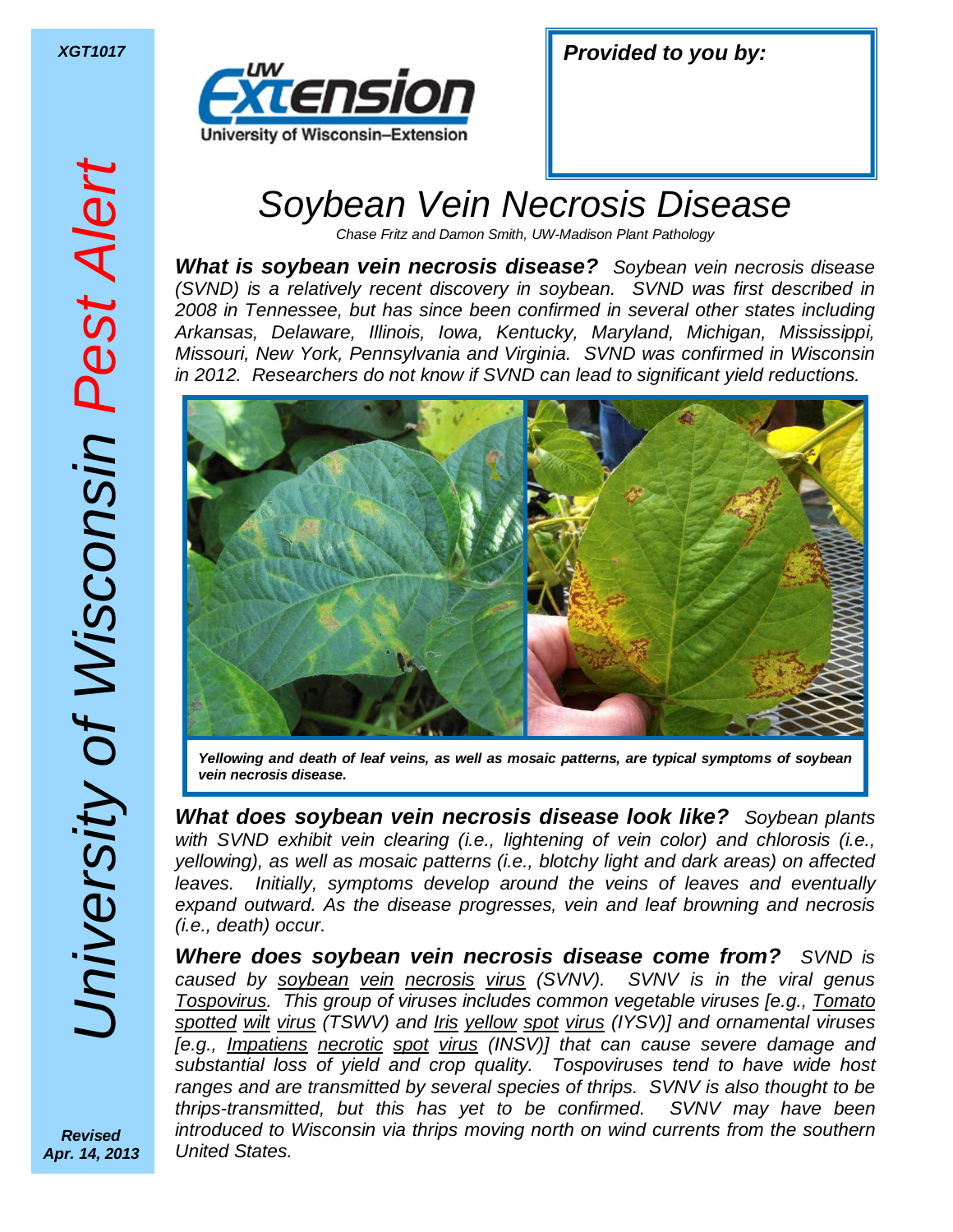XGT1017

University of Wisconsin *Pest Alert*

UW Extension
University of Wisconsin–Extension

***Provided to you by:***

# Soybean Vein Necrosis Disease

*Chase Fritz and Damon Smith, UW-Madison Plant Pathology*

***What is soybean vein necrosis disease?*** *Soybean vein necrosis disease (SVND) is a relatively recent discovery in soybean. SVND was first described in 2008 in Tennessee, but has since been confirmed in several other states including Arkansas, Delaware, Illinois, Iowa, Kentucky, Maryland, Michigan, Mississippi, Missouri, New York, Pennsylvania and Virginia. SVND was confirmed in Wisconsin in 2012. Researchers do not know if SVND can lead to significant yield reductions.*

***Yellowing and death of leaf veins, as well as mosaic patterns, are typical symptoms of soybean vein necrosis disease.***

***What does soybean vein necrosis disease look like?*** *Soybean plants with SVND exhibit vein clearing (i.e., lightening of vein color) and chlorosis (i.e., yellowing), as well as mosaic patterns (i.e., blotchy light and dark areas) on affected leaves. Initially, symptoms develop around the veins of leaves and eventually expand outward. As the disease progresses, vein and leaf browning and necrosis (i.e., death) occur.*

***Where does soybean vein necrosis disease come from?*** *SVND is caused by soybean vein necrosis virus (SVNV). SVNV is in the viral genus Tospovirus. This group of viruses includes common vegetable viruses [e.g., Tomato spotted wilt virus (TSWV) and Iris yellow spot virus (IYSV)] and ornamental viruses [e.g., Impatiens necrotic spot virus (INSV)] that can cause severe damage and substantial loss of yield and crop quality. Tospoviruses tend to have wide host ranges and are transmitted by several species of thrips. SVNV is also thought to be thrips-transmitted, but this has yet to be confirmed. SVNV may have been introduced to Wisconsin via thrips moving north on wind currents from the southern United States.*

***Revised Apr. 14, 2013***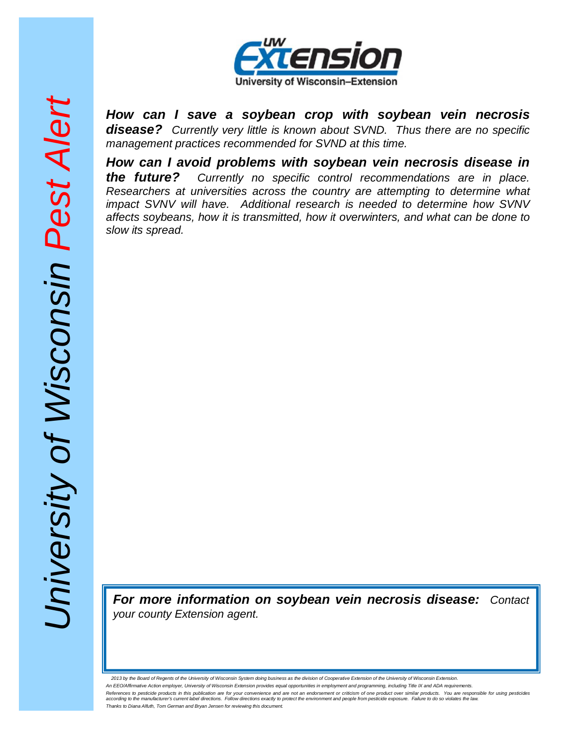***How can I save a soybean crop with soybean vein necrosis disease?*** *Currently very little is known about SVND. Thus there are no specific management practices recommended for SVND at this time.*

***How can I avoid problems with soybean vein necrosis disease in the future?*** *Currently no specific control recommendations are in place. Researchers at universities across the country are attempting to determine what impact SVNV will have. Additional research is needed to determine how SVNV affects soybeans, how it is transmitted, how it overwinters, and what can be done to slow its spread.*

***For more information on soybean vein necrosis disease:*** *Contact your county Extension agent.*

*2013 by the Board of Regents of the University of Wisconsin System doing business as the division of Cooperative Extension of the University of Wisconsin Extension.*
*An EEO/Affirmative Action employer, University of Wisconsin Extension provides equal opportunities in employment and programming, including Title IX and ADA requirements.*
*References to pesticide products in this publication are for your convenience and are not an endorsement or criticism of one product over similar products. You are responsible for using pesticides according to the manufacturer's current label directions. Follow directions exactly to protect the environment and people from pesticide exposure. Failure to do so violates the law.*
*Thanks to Diana Alfuth, Tom German and Bryan Jensen for reviewing this document.*